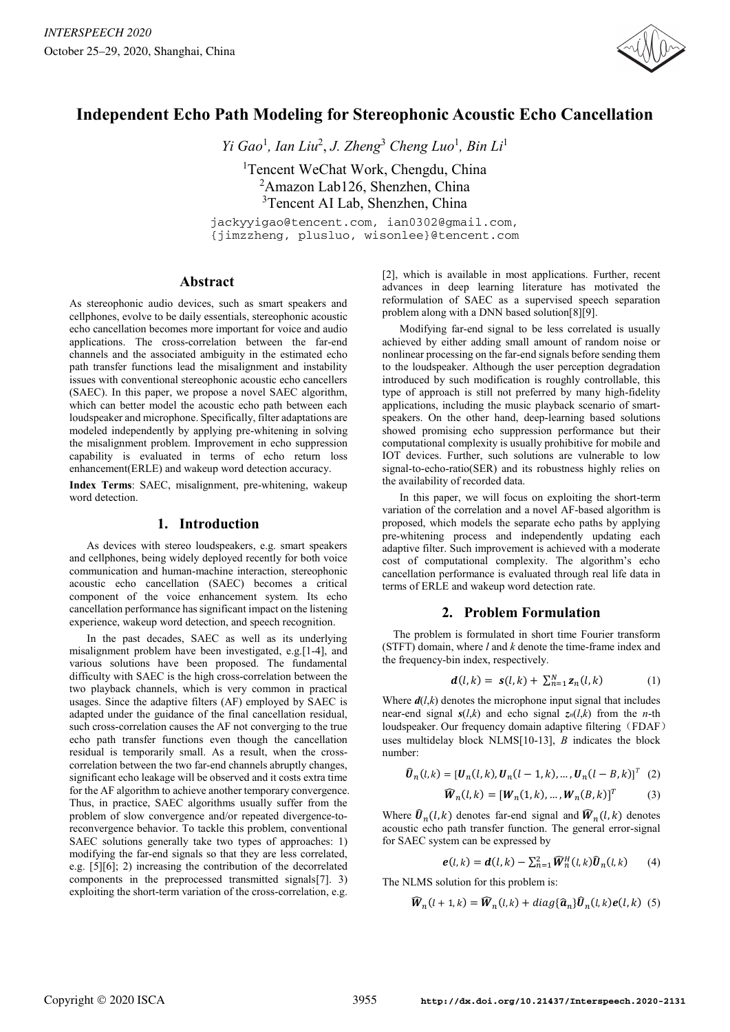# Independent Echo Path Modeling for Stereophonic Acoustic Echo Cancellation

*Yi Gao*[1], *Ian Liu*[2], *J. Zheng*[3] *Cheng Luo*[1], *Bin Li*[1]

[1]Tencent WeChat Work, Chengdu, China
[2]Amazon Lab126, Shenzhen, China
[3]Tencent AI Lab, Shenzhen, China

jackyyigao@tencent.com, ian0302@gmail.com, {jimzzheng, plusluo, wisonlee}@tencent.com

## Abstract

As stereophonic audio devices, such as smart speakers and cellphones, evolve to be daily essentials, stereophonic acoustic echo cancellation becomes more important for voice and audio applications. The cross-correlation between the far-end channels and the associated ambiguity in the estimated echo path transfer functions lead the misalignment and instability issues with conventional stereophonic acoustic echo cancellers (SAEC). In this paper, we propose a novel SAEC algorithm, which can better model the acoustic echo path between each loudspeaker and microphone. Specifically, filter adaptations are modeled independently by applying pre-whitening in solving the misalignment problem. Improvement in echo suppression capability is evaluated in terms of echo return loss enhancement(ERLE) and wakeup word detection accuracy.

**Index Terms**: SAEC, misalignment, pre-whitening, wakeup word detection.

## 1. Introduction

As devices with stereo loudspeakers, e.g. smart speakers and cellphones, being widely deployed recently for both voice communication and human-machine interaction, stereophonic acoustic echo cancellation (SAEC) becomes a critical component of the voice enhancement system. Its echo cancellation performance has significant impact on the listening experience, wakeup word detection, and speech recognition.

In the past decades, SAEC as well as its underlying misalignment problem have been investigated, e.g.[1-4], and various solutions have been proposed. The fundamental difficulty with SAEC is the high cross-correlation between the two playback channels, which is very common in practical usages. Since the adaptive filters (AF) employed by SAEC is adapted under the guidance of the final cancellation residual, such cross-correlation causes the AF not converging to the true echo path transfer functions even though the cancellation residual is temporarily small. As a result, when the cross-correlation between the two far-end channels abruptly changes, significant echo leakage will be observed and it costs extra time for the AF algorithm to achieve another temporary convergence. Thus, in practice, SAEC algorithms usually suffer from the problem of slow convergence and/or repeated divergence-to-reconvergence behavior. To tackle this problem, conventional SAEC solutions generally take two types of approaches: 1) modifying the far-end signals so that they are less correlated, e.g. [5][6]; 2) increasing the contribution of the decorrelated components in the preprocessed transmitted signals[7]. 3) exploiting the short-term variation of the cross-correlation, e.g. [2], which is available in most applications. Further, recent advances in deep learning literature has motivated the reformulation of SAEC as a supervised speech separation problem along with a DNN based solution[8][9].

Modifying far-end signal to be less correlated is usually achieved by either adding small amount of random noise or nonlinear processing on the far-end signals before sending them to the loudspeaker. Although the user perception degradation introduced by such modification is roughly controllable, this type of approach is still not preferred by many high-fidelity applications, including the music playback scenario of smart-speakers. On the other hand, deep-learning based solutions showed promising echo suppression performance but their computational complexity is usually prohibitive for mobile and IOT devices. Further, such solutions are vulnerable to low signal-to-echo-ratio(SER) and its robustness highly relies on the availability of recorded data.

In this paper, we will focus on exploiting the short-term variation of the correlation and a novel AF-based algorithm is proposed, which models the separate echo paths by applying pre-whitening process and independently updating each adaptive filter. Such improvement is achieved with a moderate cost of computational complexity. The algorithm's echo cancellation performance is evaluated through real life data in terms of ERLE and wakeup word detection rate.

## 2. Problem Formulation

The problem is formulated in short time Fourier transform (STFT) domain, where $l$ and $k$ denote the time-frame index and the frequency-bin index, respectively.

$$\boldsymbol{d}(l,k) = \boldsymbol{s}(l,k) + \sum_{n=1}^{N} \boldsymbol{z}_n(l,k) \tag{1}$$

Where $\boldsymbol{d}(l,k)$ denotes the microphone input signal that includes near-end signal $\boldsymbol{s}(l,k)$ and echo signal $\boldsymbol{z}_n(l,k)$ from the $n$-th loudspeaker. Our frequency domain adaptive filtering（FDAF）uses multidelay block NLMS[10-13], $B$ indicates the block number:

$$\widehat{\boldsymbol{U}}_n(l,k) = [\boldsymbol{U}_n(l,k), \boldsymbol{U}_n(l-1,k), \ldots, \boldsymbol{U}_n(l-B,k)]^T \tag{2}$$

$$\widehat{\boldsymbol{W}}_n(l,k) = [\boldsymbol{W}_n(1,k), \ldots, \boldsymbol{W}_n(B,k)]^T \tag{3}$$

Where $\widehat{\boldsymbol{U}}_n(l,k)$ denotes far-end signal and $\widehat{\boldsymbol{W}}_n(l,k)$ denotes acoustic echo path transfer function. The general error-signal for SAEC system can be expressed by

$$\boldsymbol{e}(l,k) = \boldsymbol{d}(l,k) - \sum_{n=1}^{2} \widehat{\boldsymbol{W}}_n^H(l,k)\widehat{\boldsymbol{U}}_n(l,k) \tag{4}$$

The NLMS solution for this problem is:

$$\widehat{\boldsymbol{W}}_n(l+1,k) = \widehat{\boldsymbol{W}}_n(l,k) + diag\{\widehat{\boldsymbol{a}}_n\}\widehat{\boldsymbol{U}}_n(l,k)\boldsymbol{e}(l,k) \tag{5}$$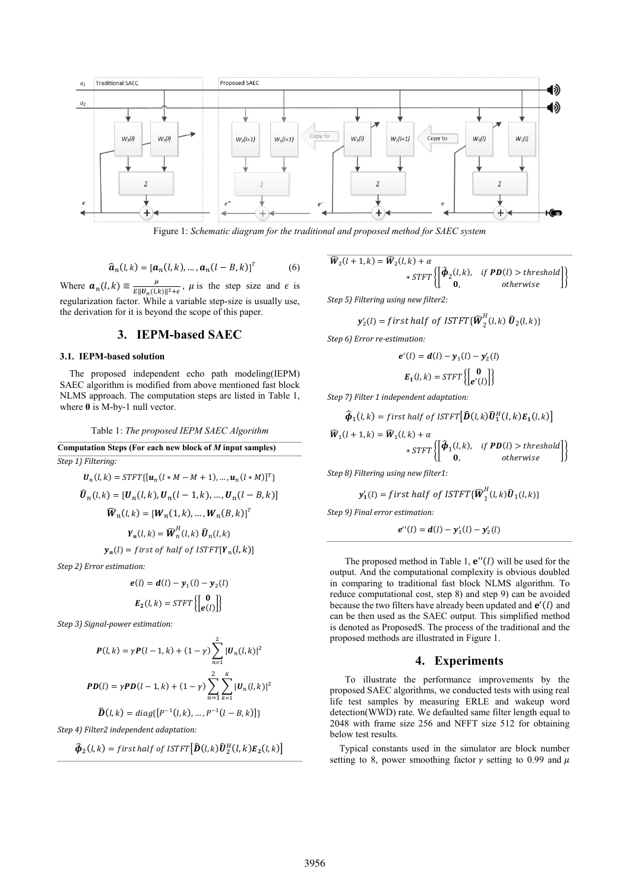Figure 1: *Schematic diagram for the traditional and proposed method for SAEC system*

$$\widehat{\boldsymbol{a}}_n(l,k) = [\boldsymbol{a}_n(l,k), \ldots, \boldsymbol{a}_n(l-B,k)]^T \quad (6)$$

Where $\boldsymbol{a}_n(l,k) \equiv \frac{\mu}{E\|\boldsymbol{U}_n(l,k)\|^2+\epsilon}$, $\mu$ is the step size and $\epsilon$ is regularization factor. While a variable step-size is usually use, the derivation for it is beyond the scope of this paper.

# 3. IEPM-based SAEC

## 3.1. IEPM-based solution

The proposed independent echo path modeling(IEPM) SAEC algorithm is modified from above mentioned fast block NLMS approach. The computation steps are listed in Table 1, where **0** is M-by-1 null vector.

Table 1: *The proposed IEPM SAEC Algorithm*

**Computation Steps (For each new block of *M* input samples)**

*Step 1) Filtering:*

$$\boldsymbol{U}_n(l,k) = STFT\{[\boldsymbol{u}_n(l*M-M+1), \ldots, \boldsymbol{u}_n(l*M)]^T\}$$

$$\widehat{\boldsymbol{U}}_n(l,k) = [\boldsymbol{U}_n(l,k), \boldsymbol{U}_n(l-1,k), \ldots, \boldsymbol{U}_n(l-B,k)]$$

$$\widehat{\boldsymbol{W}}_n(l,k) = [\boldsymbol{W}_n(1,k), \ldots, \boldsymbol{W}_n(B,k)]^T$$

$$\boldsymbol{Y}_n(l,k) = \widehat{\boldsymbol{W}}_n^H(l,k)\, \widehat{\boldsymbol{U}}_n(l,k)$$

$$\boldsymbol{y}_n(l) = first\ of\ half\ of\ ISTFT[\boldsymbol{Y}_n(l,k)]$$

*Step 2) Error estimation:*

$$\boldsymbol{e}(l) = \boldsymbol{d}(l) - \boldsymbol{y}_1(l) - \boldsymbol{y}_2(l)$$

$$\boldsymbol{E}_2(l,k) = STFT\left\{\begin{bmatrix}\boldsymbol{0}\\ \boldsymbol{e}(l)\end{bmatrix}\right\}$$

*Step 3) Signal-power estimation:*

$$\boldsymbol{P}(l,k) = \gamma \boldsymbol{P}(l-1,k) + (1-\gamma)\sum_{n=1}^{2}|\boldsymbol{U}_n(l,k)|^2$$

$$\boldsymbol{PD}(l) = \gamma \boldsymbol{PD}(l-1,k) + (1-\gamma)\sum_{n=1}^{2}\sum_{k=1}^{K}|\boldsymbol{U}_n(l,k)|^2$$

$$\widehat{\boldsymbol{D}}(l,k) = diag\{[P^{-1}(l,k), \ldots, P^{-1}(l-B,k)]\}$$

*Step 4) Filter2 independent adaptation:*

$$\widehat{\boldsymbol{\phi}}_2(l,k) = first\ half\ of\ ISTFT\left[\widehat{\boldsymbol{D}}(l,k)\widehat{\boldsymbol{U}}_2^H(l,k)\boldsymbol{E}_2(l,k)\right]$$

$$\widehat{\boldsymbol{W}}_2(l+1,k) = \widehat{\boldsymbol{W}}_2(l,k) + \alpha * STFT\left\{\begin{bmatrix}\widehat{\boldsymbol{\phi}}_2(l,k), & if\ \boldsymbol{PD}(l) > threshold\\ \boldsymbol{0}, & otherwise\end{bmatrix}\right\}$$

*Step 5) Filtering using new filter2:*

$$\boldsymbol{y}_2'(l) = first\ half\ of\ ISTFT\{\widehat{\boldsymbol{W}}_2^H(l,k)\, \widehat{\boldsymbol{U}}_2(l,k)\}$$

*Step 6) Error re-estimation:*

$$\boldsymbol{e}'(l) = \boldsymbol{d}(l) - \boldsymbol{y}_1(l) - \boldsymbol{y}_2'(l)$$

$$\boldsymbol{E}_1(l,k) = STFT\left\{\begin{bmatrix}\boldsymbol{0}\\ \boldsymbol{e}'(l)\end{bmatrix}\right\}$$

*Step 7) Filter 1 independent adaptation:*

$$\widehat{\boldsymbol{\phi}}_1(l,k) = first\ half\ of\ ISTFT\left[\widehat{\boldsymbol{D}}(l,k)\widehat{\boldsymbol{U}}_1^H(l,k)\boldsymbol{E}_1(l,k)\right]$$

$$\widehat{\boldsymbol{W}}_1(l+1,k) = \widehat{\boldsymbol{W}}_1(l,k) + \alpha * STFT\left\{\begin{bmatrix}\widehat{\boldsymbol{\phi}}_1(l,k), & if\ \boldsymbol{PD}(l) > threshold\\ \boldsymbol{0}, & otherwise\end{bmatrix}\right\}$$

*Step 8) Filtering using new filter1:*

$$\boldsymbol{y}_1'(l) = first\ half\ of\ ISTFT\{\widehat{\boldsymbol{W}}_1^H(l,k)\widehat{\boldsymbol{U}}_1(l,k)\}$$

*Step 9) Final error estimation:*

$$\boldsymbol{e}''(l) = \boldsymbol{d}(l) - \boldsymbol{y}_1'(l) - \boldsymbol{y}_2'(l)$$

The proposed method in Table 1, $\mathbf{e}''(l)$ will be used for the output. And the computational complexity is obvious doubled in comparing to traditional fast block NLMS algorithm. To reduce computational cost, step 8) and step 9) can be avoided because the two filters have already been updated and $\mathbf{e}'(l)$ and can be then used as the SAEC output. This simplified method is denoted as ProposedS. The process of the traditional and the proposed methods are illustrated in Figure 1.

# 4. Experiments

To illustrate the performance improvements by the proposed SAEC algorithms, we conducted tests with using real life test samples by measuring ERLE and wakeup word detection(WWD) rate. We defaulted same filter length equal to 2048 with frame size 256 and NFFT size 512 for obtaining below test results.

Typical constants used in the simulator are block number setting to 8, power smoothing factor $\gamma$ setting to 0.99 and $\mu$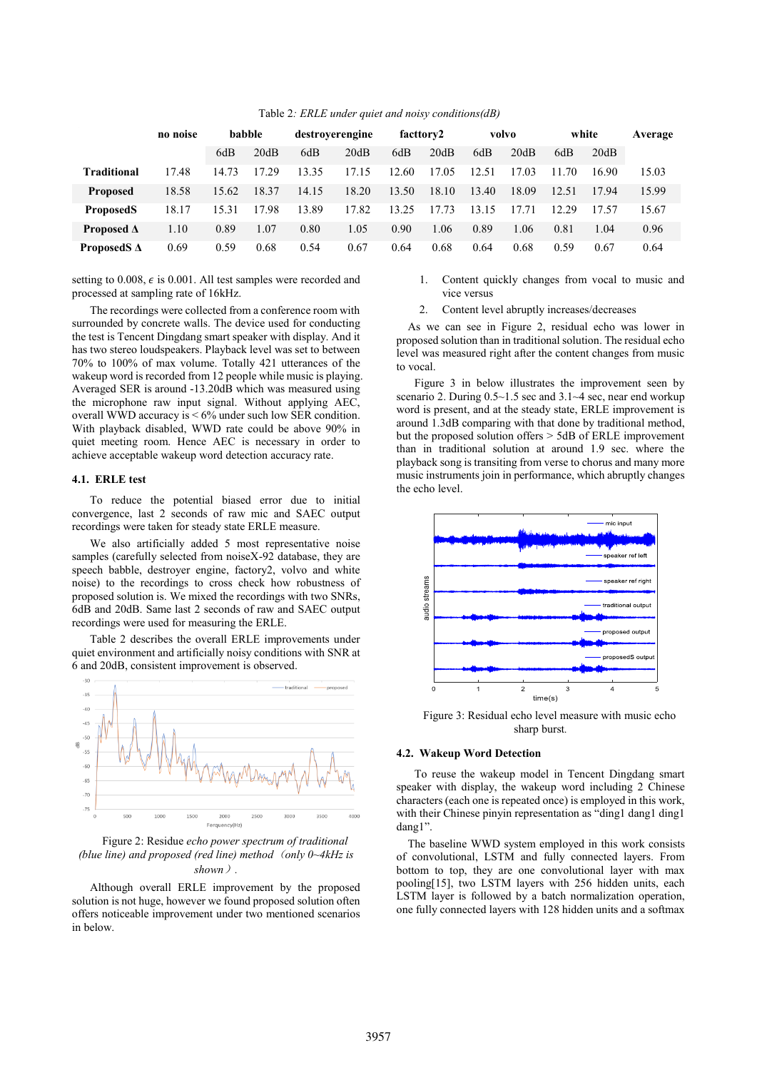Table 2: *ERLE under quiet and noisy conditions(dB)*

| | no noise | babble | | destroyerengine | | facttory2 | | volvo | | white | | Average |
|---|---|---|---|---|---|---|---|---|---|---|---|---|
| | | 6dB | 20dB | 6dB | 20dB | 6dB | 20dB | 6dB | 20dB | 6dB | 20dB | |
| **Traditional** | 17.48 | 14.73 | 17.29 | 13.35 | 17.15 | 12.60 | 17.05 | 12.51 | 17.03 | 11.70 | 16.90 | 15.03 |
| **Proposed** | 18.58 | 15.62 | 18.37 | 14.15 | 18.20 | 13.50 | 18.10 | 13.40 | 18.09 | 12.51 | 17.94 | 15.99 |
| **ProposedS** | 18.17 | 15.31 | 17.98 | 13.89 | 17.82 | 13.25 | 17.73 | 13.15 | 17.71 | 12.29 | 17.57 | 15.67 |
| **Proposed Δ** | 1.10 | 0.89 | 1.07 | 0.80 | 1.05 | 0.90 | 1.06 | 0.89 | 1.06 | 0.81 | 1.04 | 0.96 |
| **ProposedS Δ** | 0.69 | 0.59 | 0.68 | 0.54 | 0.67 | 0.64 | 0.68 | 0.64 | 0.68 | 0.59 | 0.67 | 0.64 |

setting to 0.008, $\epsilon$ is 0.001. All test samples were recorded and processed at sampling rate of 16kHz.

The recordings were collected from a conference room with surrounded by concrete walls. The device used for conducting the test is Tencent Dingdang smart speaker with display. And it has two stereo loudspeakers. Playback level was set to between 70% to 100% of max volume. Totally 421 utterances of the wakeup word is recorded from 12 people while music is playing. Averaged SER is around -13.20dB which was measured using the microphone raw input signal. Without applying AEC, overall WWD accuracy is < 6% under such low SER condition. With playback disabled, WWD rate could be above 90% in quiet meeting room. Hence AEC is necessary in order to achieve acceptable wakeup word detection accuracy rate.

### 4.1. ERLE test

To reduce the potential biased error due to initial convergence, last 2 seconds of raw mic and SAEC output recordings were taken for steady state ERLE measure.

We also artificially added 5 most representative noise samples (carefully selected from noiseX-92 database, they are speech babble, destroyer engine, factry2, volvo and white noise) to the recordings to cross check how robustness of proposed solution is. We mixed the recordings with two SNRs, 6dB and 20dB. Same last 2 seconds of raw and SAEC output recordings were used for measuring the ERLE.

Table 2 describes the overall ERLE improvements under quiet environment and artificially noisy conditions with SNR at 6 and 20dB, consistent improvement is observed.

Figure 2: Residue *echo power spectrum of traditional (blue line) and proposed (red line) method（only 0~4kHz is shown）.*

Although overall ERLE improvement by the proposed solution is not huge, however we found proposed solution often offers noticeable improvement under two mentioned scenarios in below.

1. Content quickly changes from vocal to music and vice versus
2. Content level abruptly increases/decreases

As we can see in Figure 2, residual echo was lower in proposed solution than in traditional solution. The residual echo level was measured right after the content changes from music to vocal.

Figure 3 in below illustrates the improvement seen by scenario 2. During 0.5~1.5 sec and 3.1~4 sec, near end workup word is present, and at the steady state, ERLE improvement is around 1.3dB comparing with that done by traditional method, but the proposed solution offers > 5dB of ERLE improvement than in traditional solution at around 1.9 sec. where the playback song is transiting from verse to chorus and many more music instruments join in performance, which abruptly changes the echo level.

Figure 3: Residual echo level measure with music echo sharp burst.

### 4.2. Wakeup Word Detection

To reuse the wakeup model in Tencent Dingdang smart speaker with display, the wakeup word including 2 Chinese characters (each one is repeated once) is employed in this work, with their Chinese pinyin representation as "ding1 dang1 ding1 dang1".

The baseline WWD system employed in this work consists of convolutional, LSTM and fully connected layers. From bottom to top, they are one convolutional layer with max pooling[15], two LSTM layers with 256 hidden units, each LSTM layer is followed by a batch normalization operation, one fully connected layers with 128 hidden units and a softmax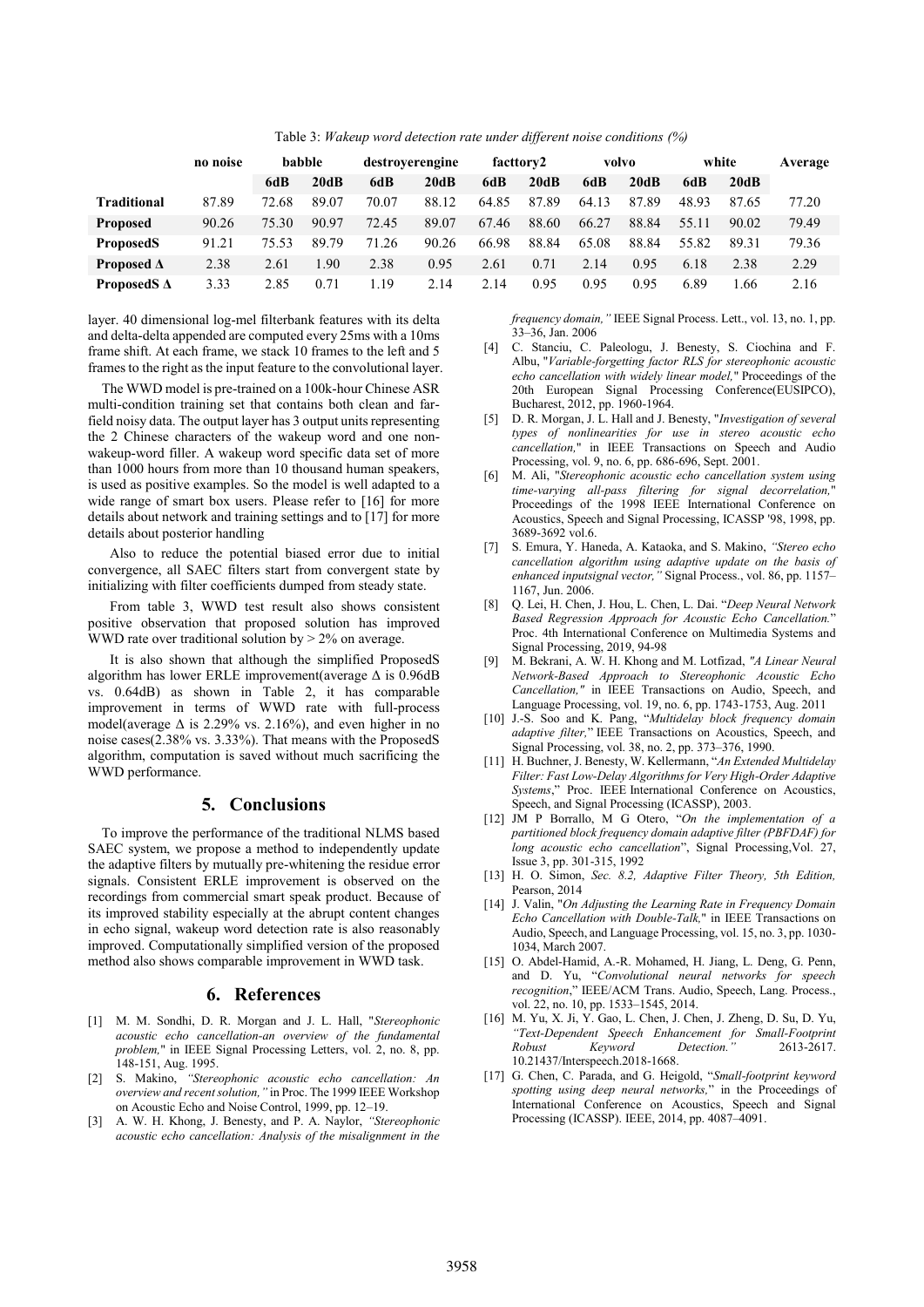Table 3: *Wakeup word detection rate under different noise conditions (%)*

| | no noise | babble | | destroyerengine | | facttory2 | | volvo | | white | | Average |
|---|---|---|---|---|---|---|---|---|---|---|---|---|
| | | 6dB | 20dB | 6dB | 20dB | 6dB | 20dB | 6dB | 20dB | 6dB | 20dB | |
| **Traditional** | 87.89 | 72.68 | 89.07 | 70.07 | 88.12 | 64.85 | 87.89 | 64.13 | 87.89 | 48.93 | 87.65 | 77.20 |
| **Proposed** | 90.26 | 75.30 | 90.97 | 72.45 | 89.07 | 67.46 | 88.60 | 66.27 | 88.84 | 55.11 | 90.02 | 79.49 |
| **ProposedS** | 91.21 | 75.53 | 89.79 | 71.26 | 90.26 | 66.98 | 88.84 | 65.08 | 88.84 | 55.82 | 89.31 | 79.36 |
| **Proposed Δ** | 2.38 | 2.61 | 1.90 | 2.38 | 0.95 | 2.61 | 0.71 | 2.14 | 0.95 | 6.18 | 2.38 | 2.29 |
| **ProposedS Δ** | 3.33 | 2.85 | 0.71 | 1.19 | 2.14 | 2.14 | 0.95 | 0.95 | 0.95 | 6.89 | 1.66 | 2.16 |

layer. 40 dimensional log-mel filterbank features with its delta and delta-delta appended are computed every 25ms with a 10ms frame shift. At each frame, we stack 10 frames to the left and 5 frames to the right as the input feature to the convolutional layer.

The WWD model is pre-trained on a 100k-hour Chinese ASR multi-condition training set that contains both clean and far-field noisy data. The output layer has 3 output units representing the 2 Chinese characters of the wakeup word and one non-wakeup-word filler. A wakeup word specific data set of more than 1000 hours from more than 10 thousand human speakers, is used as positive examples. So the model is well adapted to a wide range of smart box users. Please refer to [16] for more details about network and training settings and to [17] for more details about posterior handling

Also to reduce the potential biased error due to initial convergence, all SAEC filters start from convergent state by initializing with filter coefficients dumped from steady state.

From table 3, WWD test result also shows consistent positive observation that proposed solution has improved WWD rate over traditional solution by > 2% on average.

It is also shown that although the simplified ProposedS algorithm has lower ERLE improvement(average Δ is 0.96dB vs. 0.64dB) as shown in Table 2, it has comparable improvement in terms of WWD rate with full-process model(average Δ is 2.29% vs. 2.16%), and even higher in no noise cases(2.38% vs. 3.33%). That means with the ProposedS algorithm, computation is saved without much sacrificing the WWD performance.

## 5. Conclusions

To improve the performance of the traditional NLMS based SAEC system, we propose a method to independently update the adaptive filters by mutually pre-whitening the residue error signals. Consistent ERLE improvement is observed on the recordings from commercial smart speak product. Because of its improved stability especially at the abrupt content changes in echo signal, wakeup word detection rate is also reasonably improved. Computationally simplified version of the proposed method also shows comparable improvement in WWD task.

## 6. References

[1] M. M. Sondhi, D. R. Morgan and J. L. Hall, "*Stereophonic acoustic echo cancellation-an overview of the fundamental problem,*" in IEEE Signal Processing Letters, vol. 2, no. 8, pp. 148-151, Aug. 1995.

[2] S. Makino, *"Stereophonic acoustic echo cancellation: An overview and recent solution,"* in Proc. The 1999 IEEE Workshop on Acoustic Echo and Noise Control, 1999, pp. 12–19.

[3] A. W. H. Khong, J. Benesty, and P. A. Naylor, *"Stereophonic acoustic echo cancellation: Analysis of the misalignment in the frequency domain,"* IEEE Signal Process. Lett., vol. 13, no. 1, pp. 33–36, Jan. 2006

[4] C. Stanciu, C. Paleologu, J. Benesty, S. Ciochina and F. Albu, "*Variable-forgetting factor RLS for stereophonic acoustic echo cancellation with widely linear model,*" Proceedings of the 20th European Signal Processing Conference(EUSIPCO), Bucharest, 2012, pp. 1960-1964.

[5] D. R. Morgan, J. L. Hall and J. Benesty, "*Investigation of several types of nonlinearities for use in stereo acoustic echo cancellation,*" in IEEE Transactions on Speech and Audio Processing, vol. 9, no. 6, pp. 686-696, Sept. 2001.

[6] M. Ali, "*Stereophonic acoustic echo cancellation system using time-varying all-pass filtering for signal decorrelation,*" Proceedings of the 1998 IEEE International Conference on Acoustics, Speech and Signal Processing, ICASSP '98, 1998, pp. 3689-3692 vol.6.

[7] S. Emura, Y. Haneda, A. Kataoka, and S. Makino, *"Stereo echo cancellation algorithm using adaptive update on the basis of enhanced inputsignal vector,"* Signal Process., vol. 86, pp. 1157–1167, Jun. 2006.

[8] Q. Lei, H. Chen, J. Hou, L. Chen, L. Dai. "*Deep Neural Network Based Regression Approach for Acoustic Echo Cancellation.*" Proc. 4th International Conference on Multimedia Systems and Signal Processing, 2019, 94-98

[9] M. Bekrani, A. W. H. Khong and M. Lotfizad, *"A Linear Neural Network-Based Approach to Stereophonic Acoustic Echo Cancellation,"* in IEEE Transactions on Audio, Speech, and Language Processing, vol. 19, no. 6, pp. 1743-1753, Aug. 2011

[10] J.-S. Soo and K. Pang, "*Multidelay block frequency domain adaptive filter,*" IEEE Transactions on Acoustics, Speech, and Signal Processing, vol. 38, no. 2, pp. 373–376, 1990.

[11] H. Buchner, J. Benesty, W. Kellermann, "*An Extended Multidelay Filter: Fast Low-Delay Algorithms for Very High-Order Adaptive Systems*," Proc. IEEE International Conference on Acoustics, Speech, and Signal Processing (ICASSP), 2003.

[12] JM P Borrallo, M G Otero, "*On the implementation of a partitioned block frequency domain adaptive filter (PBFDAF) for long acoustic echo cancellation*", Signal Processing,Vol. 27, Issue 3, pp. 301-315, 1992

[13] H. O. Simon, *Sec. 8.2, Adaptive Filter Theory, 5th Edition,* Pearson, 2014

[14] J. Valin, "*On Adjusting the Learning Rate in Frequency Domain Echo Cancellation with Double-Talk,*" in IEEE Transactions on Audio, Speech, and Language Processing, vol. 15, no. 3, pp. 1030-1034, March 2007.

[15] O. Abdel-Hamid, A.-R. Mohamed, H. Jiang, L. Deng, G. Penn, and D. Yu, "*Convolutional neural networks for speech recognition*," IEEE/ACM Trans. Audio, Speech, Lang. Process., vol. 22, no. 10, pp. 1533–1545, 2014.

[16] M. Yu, X. Ji, Y. Gao, L. Chen, J. Chen, J. Zheng, D. Su, D. Yu, *"Text-Dependent Speech Enhancement for Small-Footprint Robust Keyword Detection."* 2613-2617. 10.21437/Interspeech.2018-1668.

[17] G. Chen, C. Parada, and G. Heigold, "*Small-footprint keyword spotting using deep neural networks,*" in the Proceedings of International Conference on Acoustics, Speech and Signal Processing (ICASSP). IEEE, 2014, pp. 4087–4091.